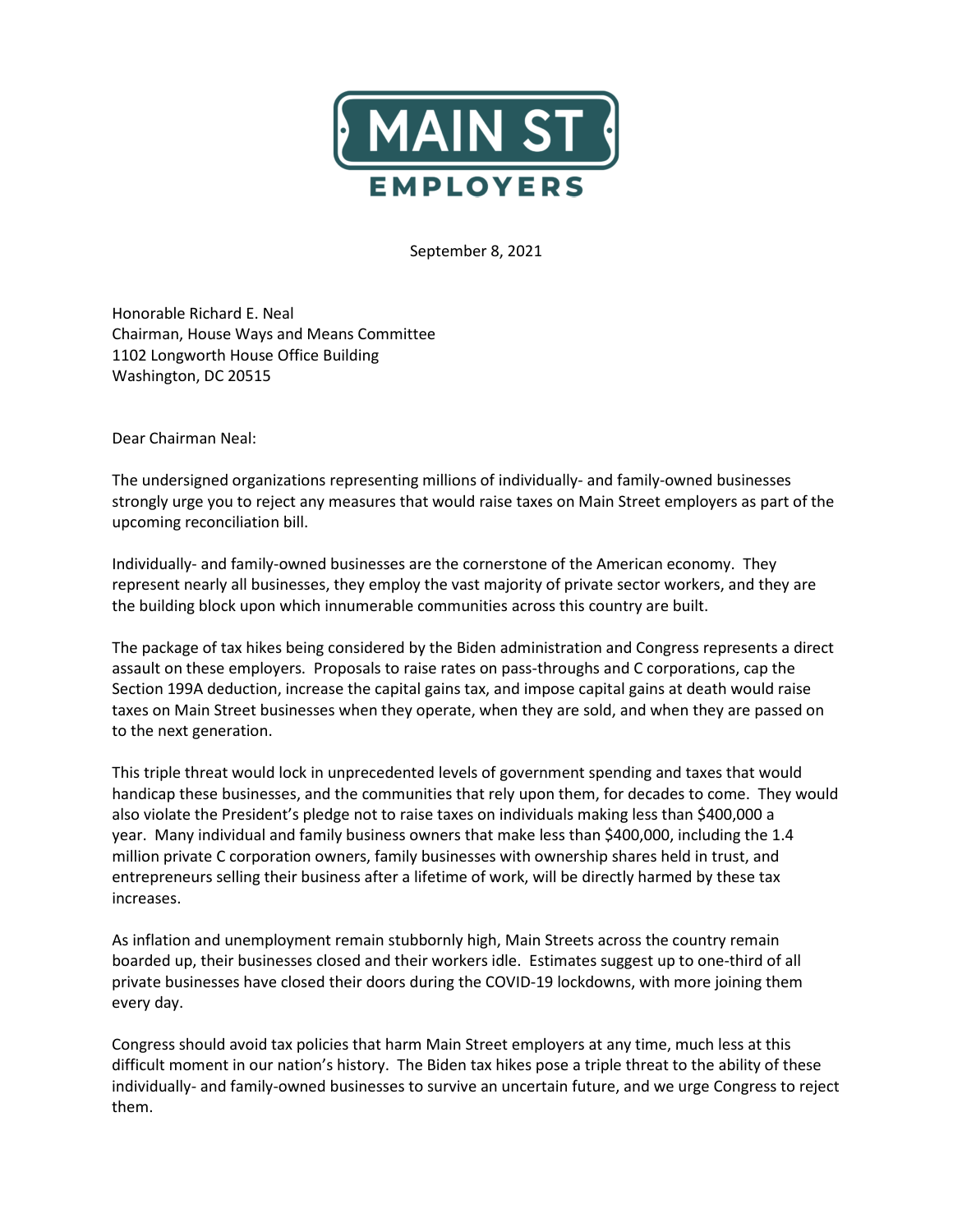MAIN ST

EMPLOYERS

September 8, 2021

Honorable Richard E. Neal  
Chairman, House Ways and Means Committee  
1102 Longworth House Office Building  
Washington, DC 20515

Dear Chairman Neal:

The undersigned organizations representing millions of individually- and family-owned businesses strongly urge you to reject any measures that would raise taxes on Main Street employers as part of the upcoming reconciliation bill.

Individually- and family-owned businesses are the cornerstone of the American economy. They represent nearly all businesses, they employ the vast majority of private sector workers, and they are the building block upon which innumerable communities across this country are built.

The package of tax hikes being considered by the Biden administration and Congress represents a direct assault on these employers. Proposals to raise rates on pass-throughs and C corporations, cap the Section 199A deduction, increase the capital gains tax, and impose capital gains at death would raise taxes on Main Street businesses when they operate, when they are sold, and when they are passed on to the next generation.

This triple threat would lock in unprecedented levels of government spending and taxes that would handicap these businesses, and the communities that rely upon them, for decades to come. They would also violate the President's pledge not to raise taxes on individuals making less than $400,000 a year. Many individual and family business owners that make less than $400,000, including the 1.4 million private C corporation owners, family businesses with ownership shares held in trust, and entrepreneurs selling their business after a lifetime of work, will be directly harmed by these tax increases.

As inflation and unemployment remain stubbornly high, Main Streets across the country remain boarded up, their businesses closed and their workers idle. Estimates suggest up to one-third of all private businesses have closed their doors during the COVID-19 lockdowns, with more joining them every day.

Congress should avoid tax policies that harm Main Street employers at any time, much less at this difficult moment in our nation's history. The Biden tax hikes pose a triple threat to the ability of these individually- and family-owned businesses to survive an uncertain future, and we urge Congress to reject them.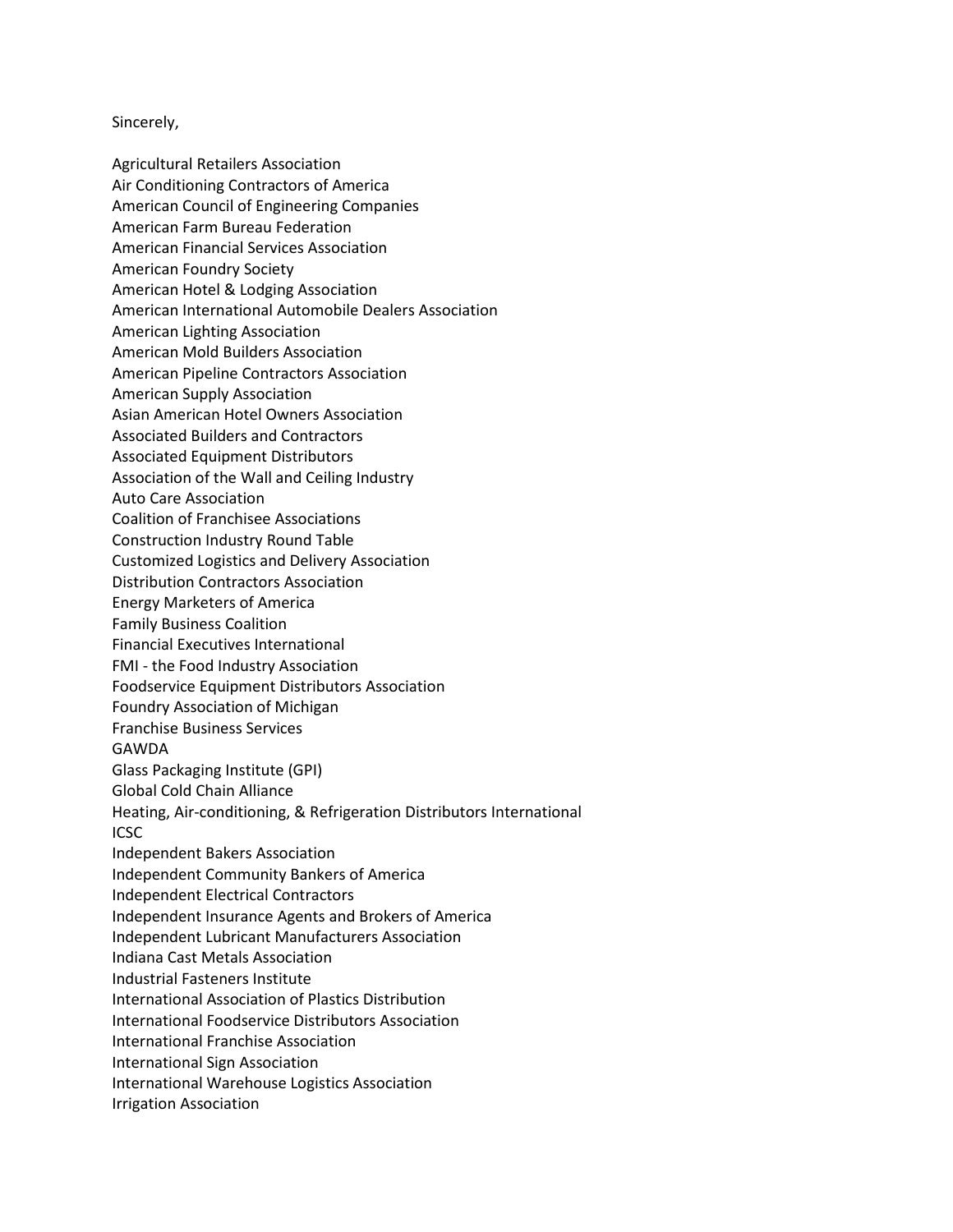Sincerely,

Agricultural Retailers Association
Air Conditioning Contractors of America
American Council of Engineering Companies
American Farm Bureau Federation
American Financial Services Association
American Foundry Society
American Hotel & Lodging Association
American International Automobile Dealers Association
American Lighting Association
American Mold Builders Association
American Pipeline Contractors Association
American Supply Association
Asian American Hotel Owners Association
Associated Builders and Contractors
Associated Equipment Distributors
Association of the Wall and Ceiling Industry
Auto Care Association
Coalition of Franchisee Associations
Construction Industry Round Table
Customized Logistics and Delivery Association
Distribution Contractors Association
Energy Marketers of America
Family Business Coalition
Financial Executives International
FMI - the Food Industry Association
Foodservice Equipment Distributors Association
Foundry Association of Michigan
Franchise Business Services
GAWDA
Glass Packaging Institute (GPI)
Global Cold Chain Alliance
Heating, Air-conditioning, & Refrigeration Distributors International
ICSC
Independent Bakers Association
Independent Community Bankers of America
Independent Electrical Contractors
Independent Insurance Agents and Brokers of America
Independent Lubricant Manufacturers Association
Indiana Cast Metals Association
Industrial Fasteners Institute
International Association of Plastics Distribution
International Foodservice Distributors Association
International Franchise Association
International Sign Association
International Warehouse Logistics Association
Irrigation Association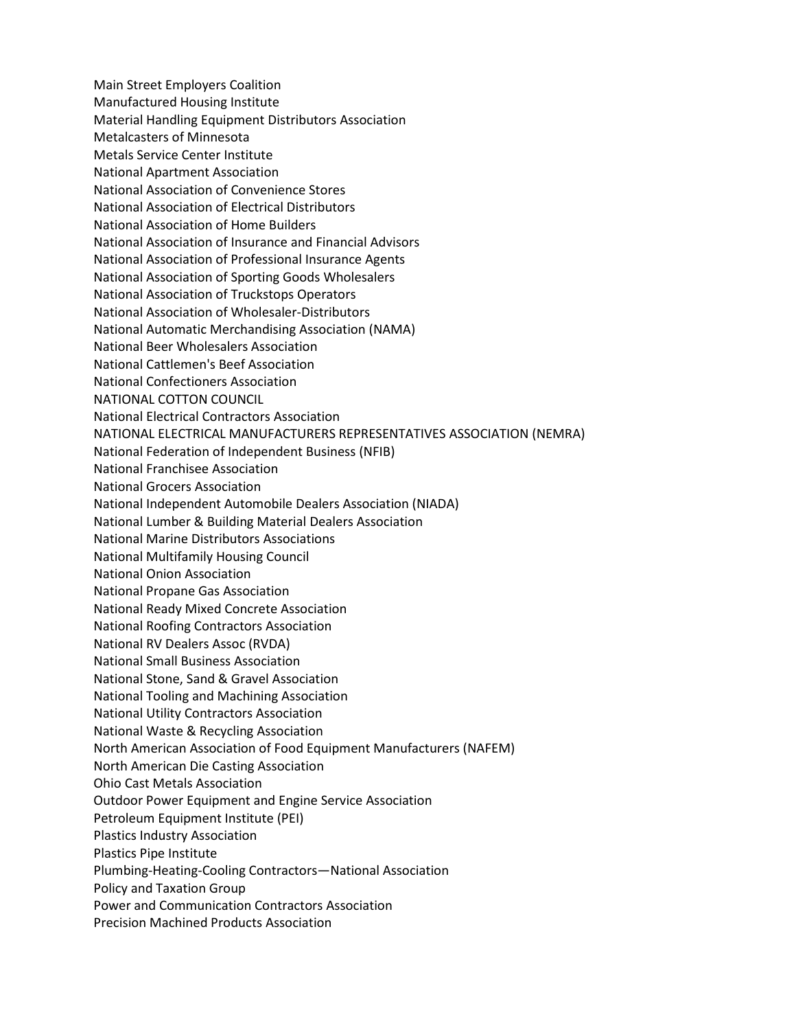Main Street Employers Coalition
Manufactured Housing Institute
Material Handling Equipment Distributors Association
Metalcasters of Minnesota
Metals Service Center Institute
National Apartment Association
National Association of Convenience Stores
National Association of Electrical Distributors
National Association of Home Builders
National Association of Insurance and Financial Advisors
National Association of Professional Insurance Agents
National Association of Sporting Goods Wholesalers
National Association of Truckstops Operators
National Association of Wholesaler-Distributors
National Automatic Merchandising Association (NAMA)
National Beer Wholesalers Association
National Cattlemen's Beef Association
National Confectioners Association
NATIONAL COTTON COUNCIL
National Electrical Contractors Association
NATIONAL ELECTRICAL MANUFACTURERS REPRESENTATIVES ASSOCIATION (NEMRA)
National Federation of Independent Business (NFIB)
National Franchisee Association
National Grocers Association
National Independent Automobile Dealers Association (NIADA)
National Lumber & Building Material Dealers Association
National Marine Distributors Associations
National Multifamily Housing Council
National Onion Association
National Propane Gas Association
National Ready Mixed Concrete Association
National Roofing Contractors Association
National RV Dealers Assoc (RVDA)
National Small Business Association
National Stone, Sand & Gravel Association
National Tooling and Machining Association
National Utility Contractors Association
National Waste & Recycling Association
North American Association of Food Equipment Manufacturers (NAFEM)
North American Die Casting Association
Ohio Cast Metals Association
Outdoor Power Equipment and Engine Service Association
Petroleum Equipment Institute (PEI)
Plastics Industry Association
Plastics Pipe Institute
Plumbing-Heating-Cooling Contractors—National Association
Policy and Taxation Group
Power and Communication Contractors Association
Precision Machined Products Association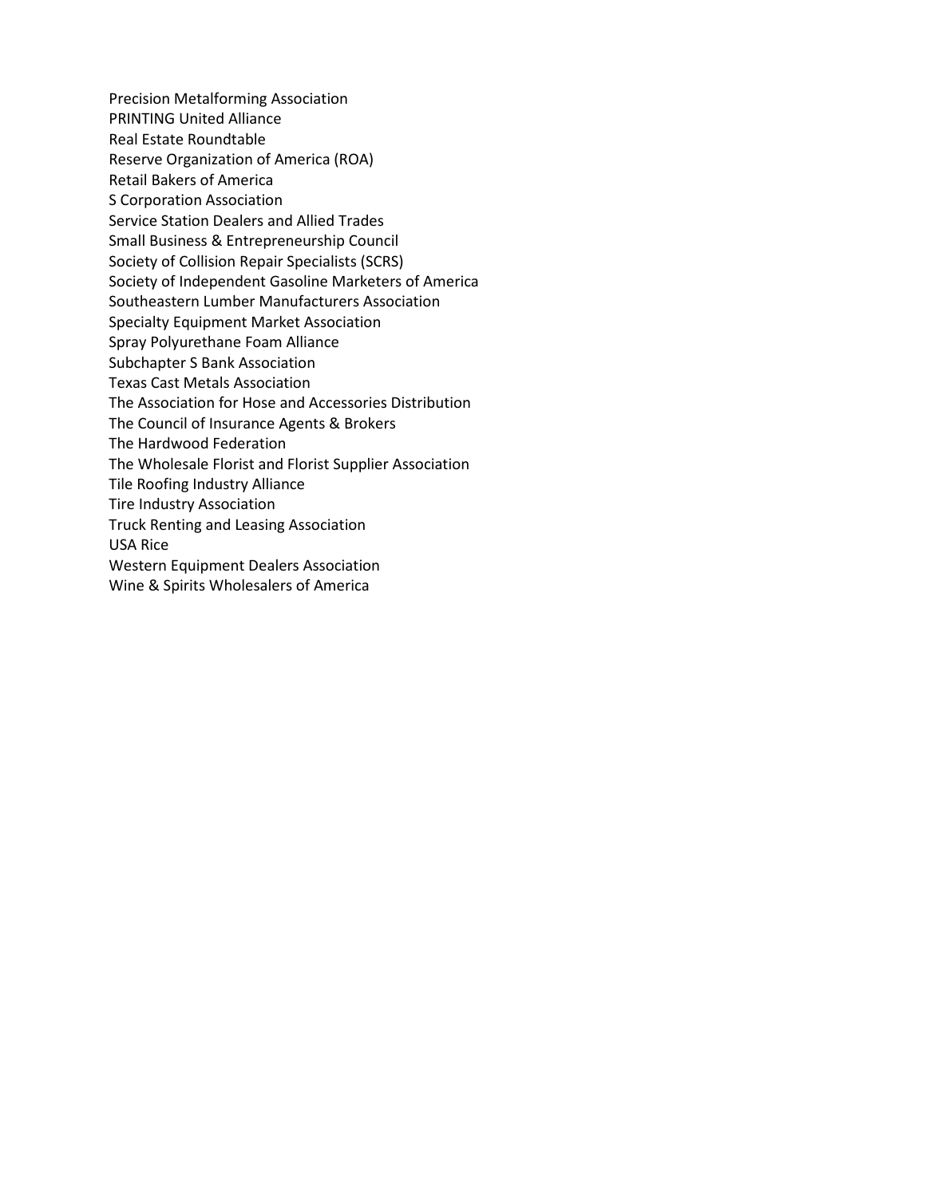Precision Metalforming Association
PRINTING United Alliance
Real Estate Roundtable
Reserve Organization of America (ROA)
Retail Bakers of America
S Corporation Association
Service Station Dealers and Allied Trades
Small Business & Entrepreneurship Council
Society of Collision Repair Specialists (SCRS)
Society of Independent Gasoline Marketers of America
Southeastern Lumber Manufacturers Association
Specialty Equipment Market Association
Spray Polyurethane Foam Alliance
Subchapter S Bank Association
Texas Cast Metals Association
The Association for Hose and Accessories Distribution
The Council of Insurance Agents & Brokers
The Hardwood Federation
The Wholesale Florist and Florist Supplier Association
Tile Roofing Industry Alliance
Tire Industry Association
Truck Renting and Leasing Association
USA Rice
Western Equipment Dealers Association
Wine & Spirits Wholesalers of America